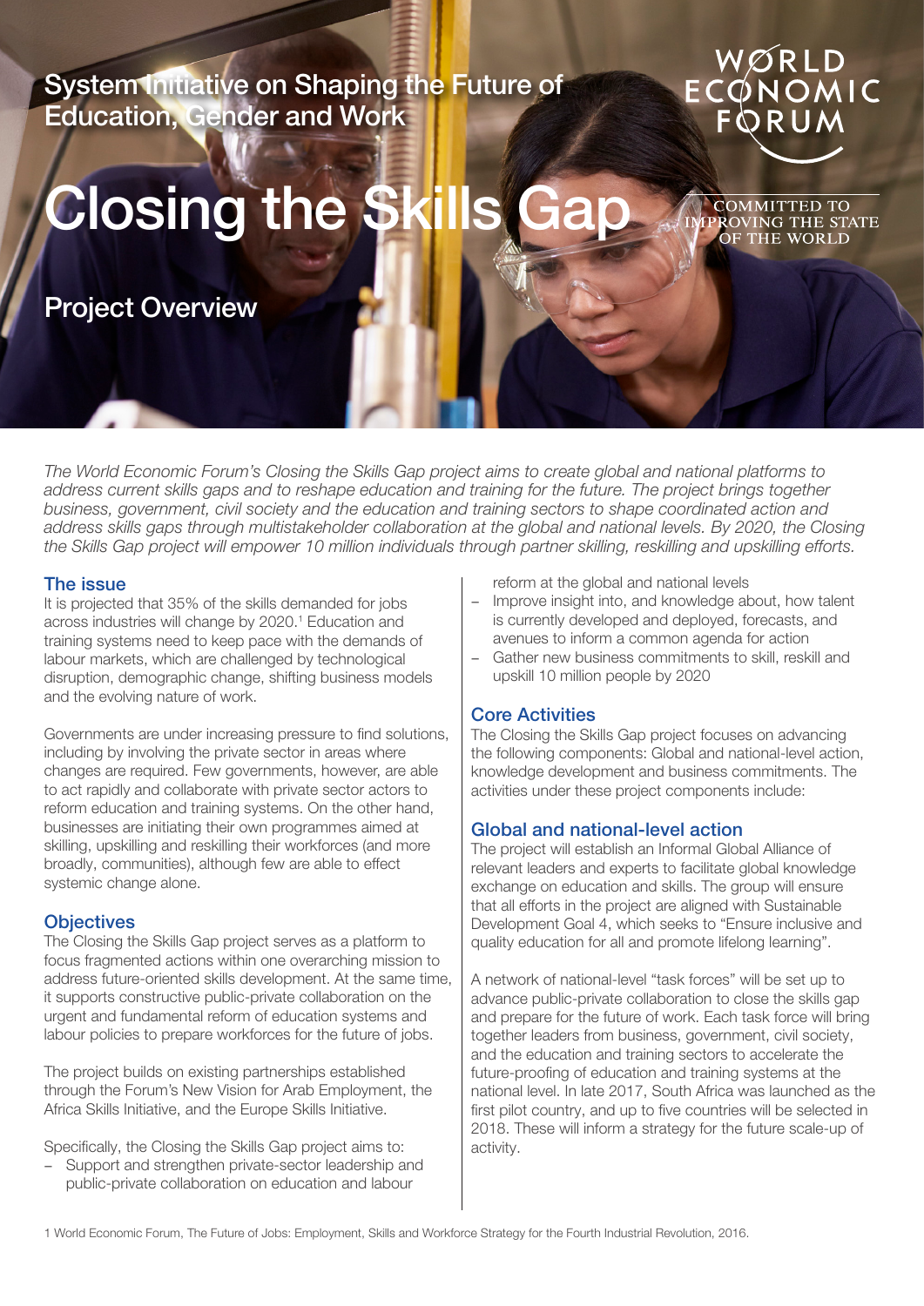System Initiative on Shaping the Future of Education, Gender and Work

# Closing the Skills Gap

## Project Overview

WORLD ECONOMIC FORUM

COMMITTED TO IMPROVING THE STATE OF THE WORLD

*The World Economic Forum's Closing the Skills Gap project aims to create global and national platforms to address current skills gaps and to reshape education and training for the future. The project brings together business, government, civil society and the education and training sectors to shape coordinated action and address skills gaps through multistakeholder collaboration at the global and national levels. By 2020, the Closing the Skills Gap project will empower 10 million individuals through partner skilling, reskilling and upskilling efforts.*

### The issue

It is projected that 35% of the skills demanded for jobs across industries will change by 2020.[1] Education and training systems need to keep pace with the demands of labour markets, which are challenged by technological disruption, demographic change, shifting business models and the evolving nature of work.

Governments are under increasing pressure to find solutions, including by involving the private sector in areas where changes are required. Few governments, however, are able to act rapidly and collaborate with private sector actors to reform education and training systems. On the other hand, businesses are initiating their own programmes aimed at skilling, upskilling and reskilling their workforces (and more broadly, communities), although few are able to effect systemic change alone.

### Objectives

The Closing the Skills Gap project serves as a platform to focus fragmented actions within one overarching mission to address future-oriented skills development. At the same time, it supports constructive public-private collaboration on the urgent and fundamental reform of education systems and labour policies to prepare workforces for the future of jobs.

The project builds on existing partnerships established through the Forum's New Vision for Arab Employment, the Africa Skills Initiative, and the Europe Skills Initiative.

Specifically, the Closing the Skills Gap project aims to:

- Support and strengthen private-sector leadership and public-private collaboration on education and labour reform at the global and national levels
- Improve insight into, and knowledge about, how talent is currently developed and deployed, forecasts, and avenues to inform a common agenda for action
- Gather new business commitments to skill, reskill and upskill 10 million people by 2020

### Core Activities

The Closing the Skills Gap project focuses on advancing the following components: Global and national-level action, knowledge development and business commitments. The activities under these project components include:

### Global and national-level action

The project will establish an Informal Global Alliance of relevant leaders and experts to facilitate global knowledge exchange on education and skills. The group will ensure that all efforts in the project are aligned with Sustainable Development Goal 4, which seeks to "Ensure inclusive and quality education for all and promote lifelong learning".

A network of national-level "task forces" will be set up to advance public-private collaboration to close the skills gap and prepare for the future of work. Each task force will bring together leaders from business, government, civil society, and the education and training sectors to accelerate the future-proofing of education and training systems at the national level. In late 2017, South Africa was launched as the first pilot country, and up to five countries will be selected in 2018. These will inform a strategy for the future scale-up of activity.

1 World Economic Forum, The Future of Jobs: Employment, Skills and Workforce Strategy for the Fourth Industrial Revolution, 2016.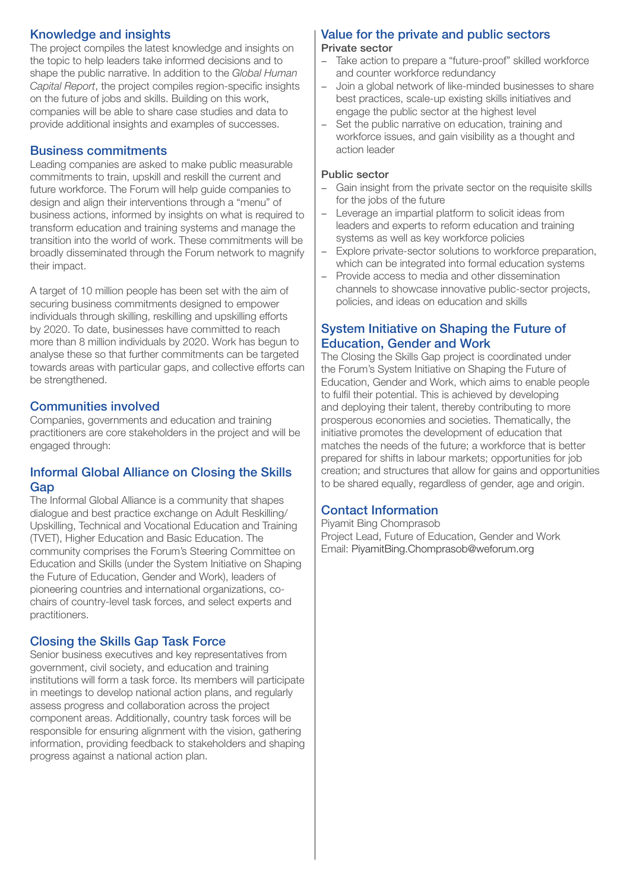## Knowledge and insights

The project compiles the latest knowledge and insights on the topic to help leaders take informed decisions and to shape the public narrative. In addition to the *Global Human Capital Report*, the project compiles region-specific insights on the future of jobs and skills. Building on this work, companies will be able to share case studies and data to provide additional insights and examples of successes.

## Business commitments

Leading companies are asked to make public measurable commitments to train, upskill and reskill the current and future workforce. The Forum will help guide companies to design and align their interventions through a "menu" of business actions, informed by insights on what is required to transform education and training systems and manage the transition into the world of work. These commitments will be broadly disseminated through the Forum network to magnify their impact.

A target of 10 million people has been set with the aim of securing business commitments designed to empower individuals through skilling, reskilling and upskilling efforts by 2020. To date, businesses have committed to reach more than 8 million individuals by 2020. Work has begun to analyse these so that further commitments can be targeted towards areas with particular gaps, and collective efforts can be strengthened.

## Communities involved

Companies, governments and education and training practitioners are core stakeholders in the project and will be engaged through:

## Informal Global Alliance on Closing the Skills Gap

The Informal Global Alliance is a community that shapes dialogue and best practice exchange on Adult Reskilling/Upskilling, Technical and Vocational Education and Training (TVET), Higher Education and Basic Education. The community comprises the Forum's Steering Committee on Education and Skills (under the System Initiative on Shaping the Future of Education, Gender and Work), leaders of pioneering countries and international organizations, co-chairs of country-level task forces, and select experts and practitioners.

## Closing the Skills Gap Task Force

Senior business executives and key representatives from government, civil society, and education and training institutions will form a task force. Its members will participate in meetings to develop national action plans, and regularly assess progress and collaboration across the project component areas. Additionally, country task forces will be responsible for ensuring alignment with the vision, gathering information, providing feedback to stakeholders and shaping progress against a national action plan.

## Value for the private and public sectors

**Private sector**

- Take action to prepare a "future-proof" skilled workforce and counter workforce redundancy
- Join a global network of like-minded businesses to share best practices, scale-up existing skills initiatives and engage the public sector at the highest level
- Set the public narrative on education, training and workforce issues, and gain visibility as a thought and action leader

**Public sector**

- Gain insight from the private sector on the requisite skills for the jobs of the future
- Leverage an impartial platform to solicit ideas from leaders and experts to reform education and training systems as well as key workforce policies
- Explore private-sector solutions to workforce preparation, which can be integrated into formal education systems
- Provide access to media and other dissemination channels to showcase innovative public-sector projects, policies, and ideas on education and skills

## System Initiative on Shaping the Future of Education, Gender and Work

The Closing the Skills Gap project is coordinated under the Forum's System Initiative on Shaping the Future of Education, Gender and Work, which aims to enable people to fulfil their potential. This is achieved by developing and deploying their talent, thereby contributing to more prosperous economies and societies. Thematically, the initiative promotes the development of education that matches the needs of the future; a workforce that is better prepared for shifts in labour markets; opportunities for job creation; and structures that allow for gains and opportunities to be shared equally, regardless of gender, age and origin.

## Contact Information

Piyamit Bing Chomprasob
Project Lead, Future of Education, Gender and Work
Email: PiyamitBing.Chomprasob@weforum.org